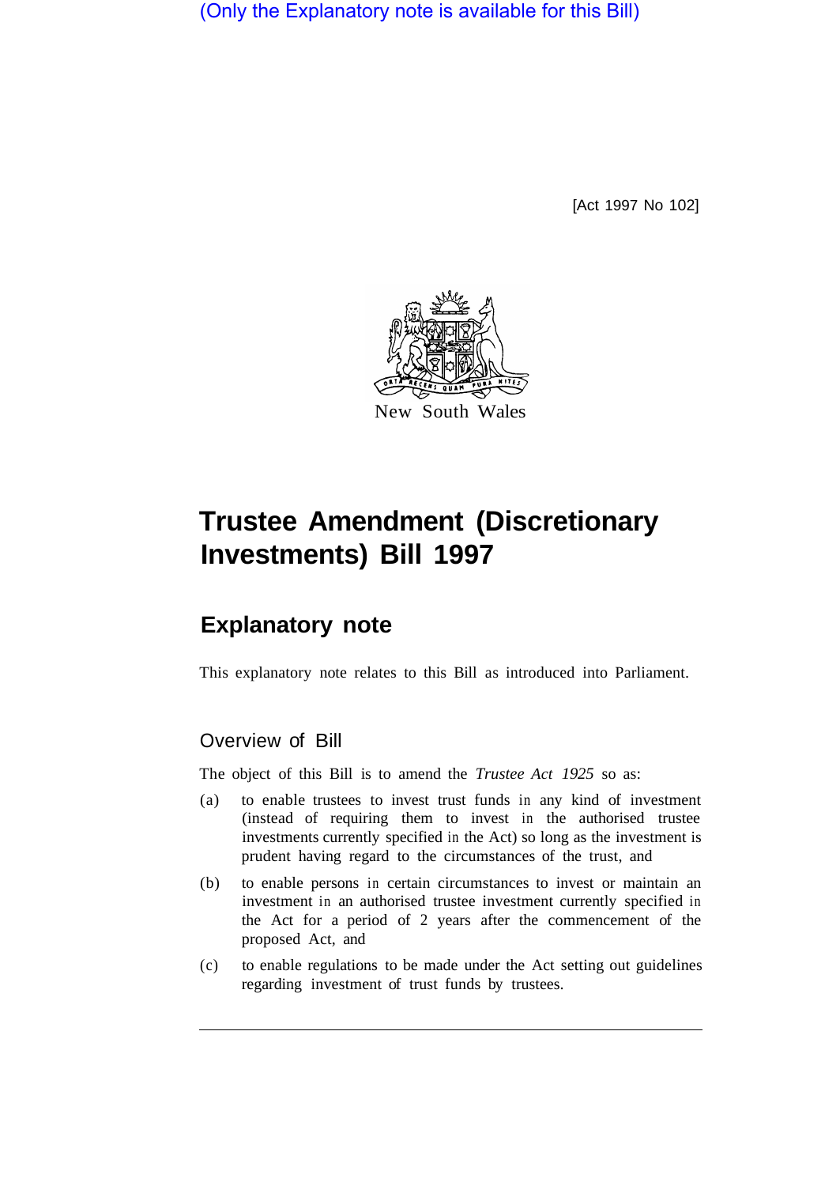(Only the Explanatory note is available for this Bill)

[Act 1997 No 102]

New South Wales

# Trustee Amendment (Discretionary Investments) Bill 1997

## Explanatory note

This explanatory note relates to this Bill as introduced into Parliament.

### Overview of Bill

The object of this Bill is to amend the *Trustee Act 1925* so as:

(a) to enable trustees to invest trust funds in any kind of investment (instead of requiring them to invest in the authorised trustee investments currently specified in the Act) so long as the investment is prudent having regard to the circumstances of the trust, and

(b) to enable persons in certain circumstances to invest or maintain an investment in an authorised trustee investment currently specified in the Act for a period of 2 years after the commencement of the proposed Act, and

(c) to enable regulations to be made under the Act setting out guidelines regarding investment of trust funds by trustees.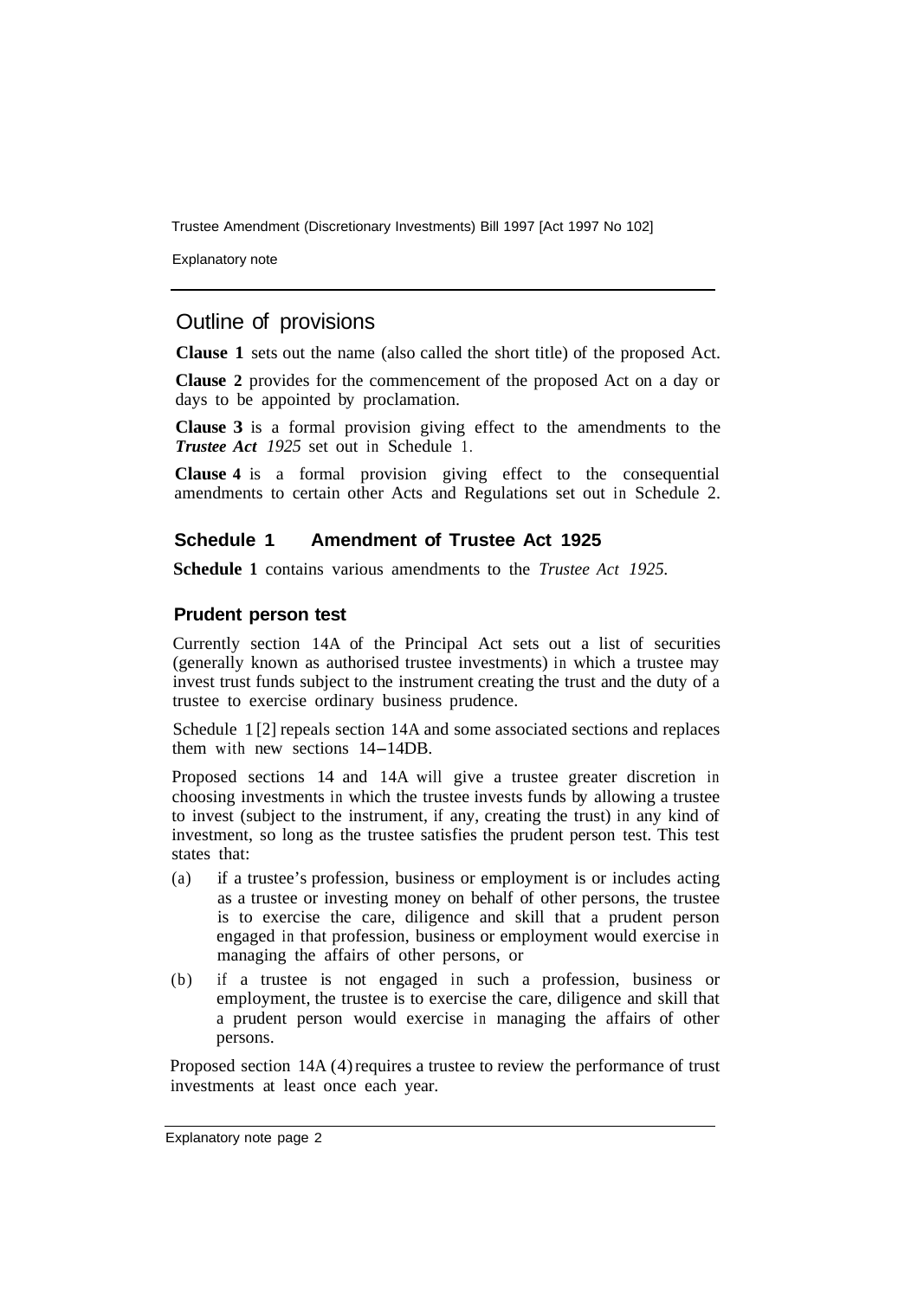## Outline of provisions

**Clause 1** sets out the name (also called the short title) of the proposed Act.

**Clause 2** provides for the commencement of the proposed Act on a day or days to be appointed by proclamation.

**Clause 3** is a formal provision giving effect to the amendments to the ***Trustee Act 1925*** set out in Schedule 1.

**Clause 4** is a formal provision giving effect to the consequential amendments to certain other Acts and Regulations set out in Schedule 2.

### Schedule 1 Amendment of Trustee Act 1925

**Schedule 1** contains various amendments to the *Trustee Act 1925.*

### Prudent person test

Currently section 14A of the Principal Act sets out a list of securities (generally known as authorised trustee investments) in which a trustee may invest trust funds subject to the instrument creating the trust and the duty of a trustee to exercise ordinary business prudence.

Schedule 1 [2] repeals section 14A and some associated sections and replaces them with new sections 14–14DB.

Proposed sections 14 and 14A will give a trustee greater discretion in choosing investments in which the trustee invests funds by allowing a trustee to invest (subject to the instrument, if any, creating the trust) in any kind of investment, so long as the trustee satisfies the prudent person test. This test states that:

(a) if a trustee's profession, business or employment is or includes acting as a trustee or investing money on behalf of other persons, the trustee is to exercise the care, diligence and skill that a prudent person engaged in that profession, business or employment would exercise in managing the affairs of other persons, or

(b) if a trustee is not engaged in such a profession, business or employment, the trustee is to exercise the care, diligence and skill that a prudent person would exercise in managing the affairs of other persons.

Proposed section 14A (4) requires a trustee to review the performance of trust investments at least once each year.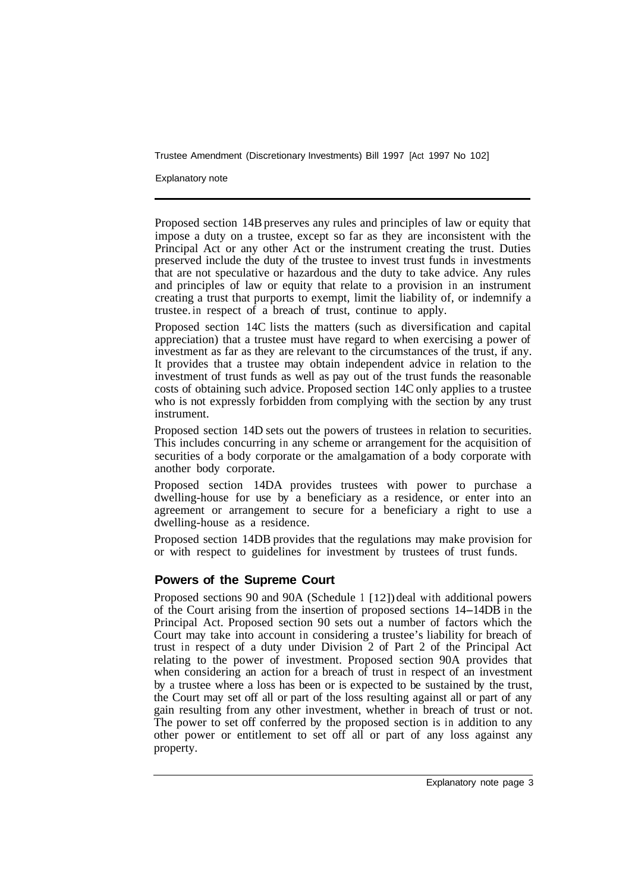Proposed section 14B preserves any rules and principles of law or equity that impose a duty on a trustee, except so far as they are inconsistent with the Principal Act or any other Act or the instrument creating the trust. Duties preserved include the duty of the trustee to invest trust funds in investments that are not speculative or hazardous and the duty to take advice. Any rules and principles of law or equity that relate to a provision in an instrument creating a trust that purports to exempt, limit the liability of, or indemnify a trustee in respect of a breach of trust, continue to apply.

Proposed section 14C lists the matters (such as diversification and capital appreciation) that a trustee must have regard to when exercising a power of investment as far as they are relevant to the circumstances of the trust, if any. It provides that a trustee may obtain independent advice in relation to the investment of trust funds as well as pay out of the trust funds the reasonable costs of obtaining such advice. Proposed section 14C only applies to a trustee who is not expressly forbidden from complying with the section by any trust instrument.

Proposed section 14D sets out the powers of trustees in relation to securities. This includes concurring in any scheme or arrangement for the acquisition of securities of a body corporate or the amalgamation of a body corporate with another body corporate.

Proposed section 14DA provides trustees with power to purchase a dwelling-house for use by a beneficiary as a residence, or enter into an agreement or arrangement to secure for a beneficiary a right to use a dwelling-house as a residence.

Proposed section 14DB provides that the regulations may make provision for or with respect to guidelines for investment by trustees of trust funds.

## Powers of the Supreme Court

Proposed sections 90 and 90A (Schedule 1 [12]) deal with additional powers of the Court arising from the insertion of proposed sections 14–14DB in the Principal Act. Proposed section 90 sets out a number of factors which the Court may take into account in considering a trustee's liability for breach of trust in respect of a duty under Division 2 of Part 2 of the Principal Act relating to the power of investment. Proposed section 90A provides that when considering an action for a breach of trust in respect of an investment by a trustee where a loss has been or is expected to be sustained by the trust, the Court may set off all or part of the loss resulting against all or part of any gain resulting from any other investment, whether in breach of trust or not. The power to set off conferred by the proposed section is in addition to any other power or entitlement to set off all or part of any loss against any property.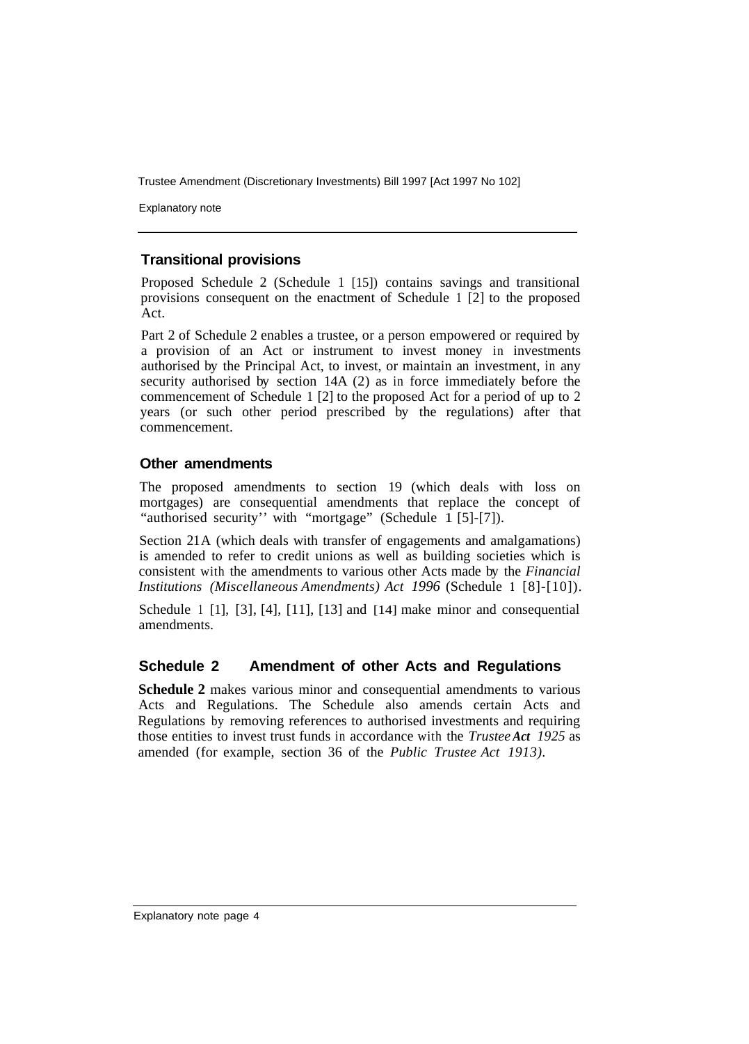### Transitional provisions

Proposed Schedule 2 (Schedule 1 [15]) contains savings and transitional provisions consequent on the enactment of Schedule 1 [2] to the proposed Act.

Part 2 of Schedule 2 enables a trustee, or a person empowered or required by a provision of an Act or instrument to invest money in investments authorised by the Principal Act, to invest, or maintain an investment, in any security authorised by section 14A (2) as in force immediately before the commencement of Schedule 1 [2] to the proposed Act for a period of up to 2 years (or such other period prescribed by the regulations) after that commencement.

### Other amendments

The proposed amendments to section 19 (which deals with loss on mortgages) are consequential amendments that replace the concept of "authorised security'' with "mortgage" (Schedule 1 [5]-[7]).

Section 21A (which deals with transfer of engagements and amalgamations) is amended to refer to credit unions as well as building societies which is consistent with the amendments to various other Acts made by the *Financial Institutions (Miscellaneous Amendments) Act 1996* (Schedule 1 [8]-[10]).

Schedule 1 [1], [3], [4], [11], [13] and [14] make minor and consequential amendments.

## Schedule 2 Amendment of other Acts and Regulations

**Schedule 2** makes various minor and consequential amendments to various Acts and Regulations. The Schedule also amends certain Acts and Regulations by removing references to authorised investments and requiring those entities to invest trust funds in accordance with the *Trustee Act 1925* as amended (for example, section 36 of the *Public Trustee Act 1913)*.